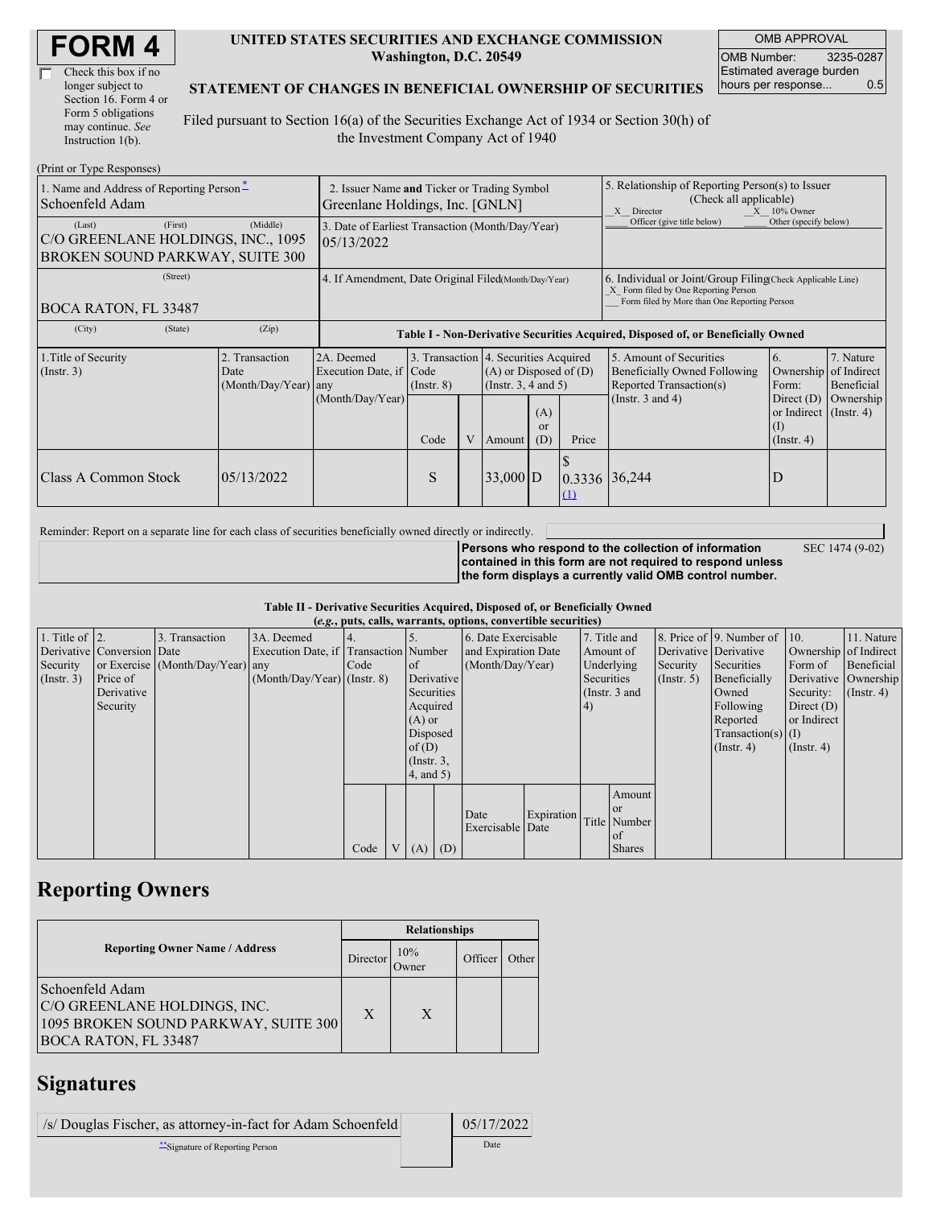# FORM 4

☐ Check this box if no longer subject to Section 16. Form 4 or Form 5 obligations may continue. *See* Instruction 1(b).

**UNITED STATES SECURITIES AND EXCHANGE COMMISSION**
**Washington, D.C. 20549**

**STATEMENT OF CHANGES IN BENEFICIAL OWNERSHIP OF SECURITIES**

Filed pursuant to Section 16(a) of the Securities Exchange Act of 1934 or Section 30(h) of the Investment Company Act of 1940

| OMB APPROVAL | |
|---|---|
| OMB Number: | 3235-0287 |
| Estimated average burden hours per response... | 0.5 |

(Print or Type Responses)

| 1. Name and Address of Reporting Person* | 2. Issuer Name **and** Ticker or Trading Symbol | 5. Relationship of Reporting Person(s) to Issuer (Check all applicable) |
|---|---|---|
| Schoenfeld Adam | Greenlane Holdings, Inc. [GNLN] | _X_ Director _X_ 10% Owner ___ Officer (give title below) ___ Other (specify below) |
| (Last) (First) (Middle) C/O GREENLANE HOLDINGS, INC., 1095 BROKEN SOUND PARKWAY, SUITE 300 | 3. Date of Earliest Transaction (Month/Day/Year) 05/13/2022 | |
| (Street) BOCA RATON, FL 33487 | 4. If Amendment, Date Original Filed (Month/Day/Year) | 6. Individual or Joint/Group Filing (Check Applicable Line) _X_ Form filed by One Reporting Person ___ Form filed by More than One Reporting Person |
| (City) (State) (Zip) | | |

**Table I - Non-Derivative Securities Acquired, Disposed of, or Beneficially Owned**

| 1.Title of Security (Instr. 3) | 2. Transaction Date (Month/Day/Year) | 2A. Deemed Execution Date, if any (Month/Day/Year) | 3. Transaction Code (Instr. 8) | | 4. Securities Acquired (A) or Disposed of (D) (Instr. 3, 4 and 5) | | | 5. Amount of Securities Beneficially Owned Following Reported Transaction(s) (Instr. 3 and 4) | 6. Ownership Form: Direct (D) or Indirect (I) (Instr. 4) | 7. Nature of Indirect Beneficial Ownership (Instr. 4) |
|---|---|---|---|---|---|---|---|---|---|---|
| | | | Code | V | Amount | (A) or (D) | Price | | | |
| Class A Common Stock | 05/13/2022 | | S | | 33,000 | D | $ 0.3336 (1) | 36,244 | D | |

Reminder: Report on a separate line for each class of securities beneficially owned directly or indirectly.

**Persons who respond to the collection of information contained in this form are not required to respond unless the form displays a currently valid OMB control number.** SEC 1474 (9-02)

**Table II - Derivative Securities Acquired, Disposed of, or Beneficially Owned**
**(*e.g.*, puts, calls, warrants, options, convertible securities)**

| 1. Title of Derivative Security (Instr. 3) | 2. Conversion or Exercise Price of Derivative Security | 3. Transaction Date (Month/Day/Year) | 3A. Deemed Execution Date, if any (Month/Day/Year) | 4. Transaction Code (Instr. 8) | | 5. Number of Derivative Securities Acquired (A) or Disposed of (D) (Instr. 3, 4, and 5) | | 6. Date Exercisable and Expiration Date (Month/Day/Year) | | 7. Title and Amount of Underlying Securities (Instr. 3 and 4) | | 8. Price of Derivative Security (Instr. 5) | 9. Number of Derivative Securities Beneficially Owned Following Reported Transaction(s) (Instr. 4) | 10. Ownership Form of Derivative Security: Direct (D) or Indirect (I) (Instr. 4) | 11. Nature of Indirect Beneficial Ownership (Instr. 4) |
|---|---|---|---|---|---|---|---|---|---|---|---|---|---|---|---|
| | | | | Code | V | (A) | (D) | Date Exercisable | Expiration Date | Title | Amount or Number of Shares | | | | |

## Reporting Owners

| Reporting Owner Name / Address | Relationships | | | |
|---|---|---|---|---|
| | Director | 10% Owner | Officer | Other |
| Schoenfeld Adam C/O GREENLANE HOLDINGS, INC. 1095 BROKEN SOUND PARKWAY, SUITE 300 BOCA RATON, FL 33487 | X | X | | |

## Signatures

| /s/ Douglas Fischer, as attorney-in-fact for Adam Schoenfeld | 05/17/2022 |
|---|---|
| **Signature of Reporting Person | Date |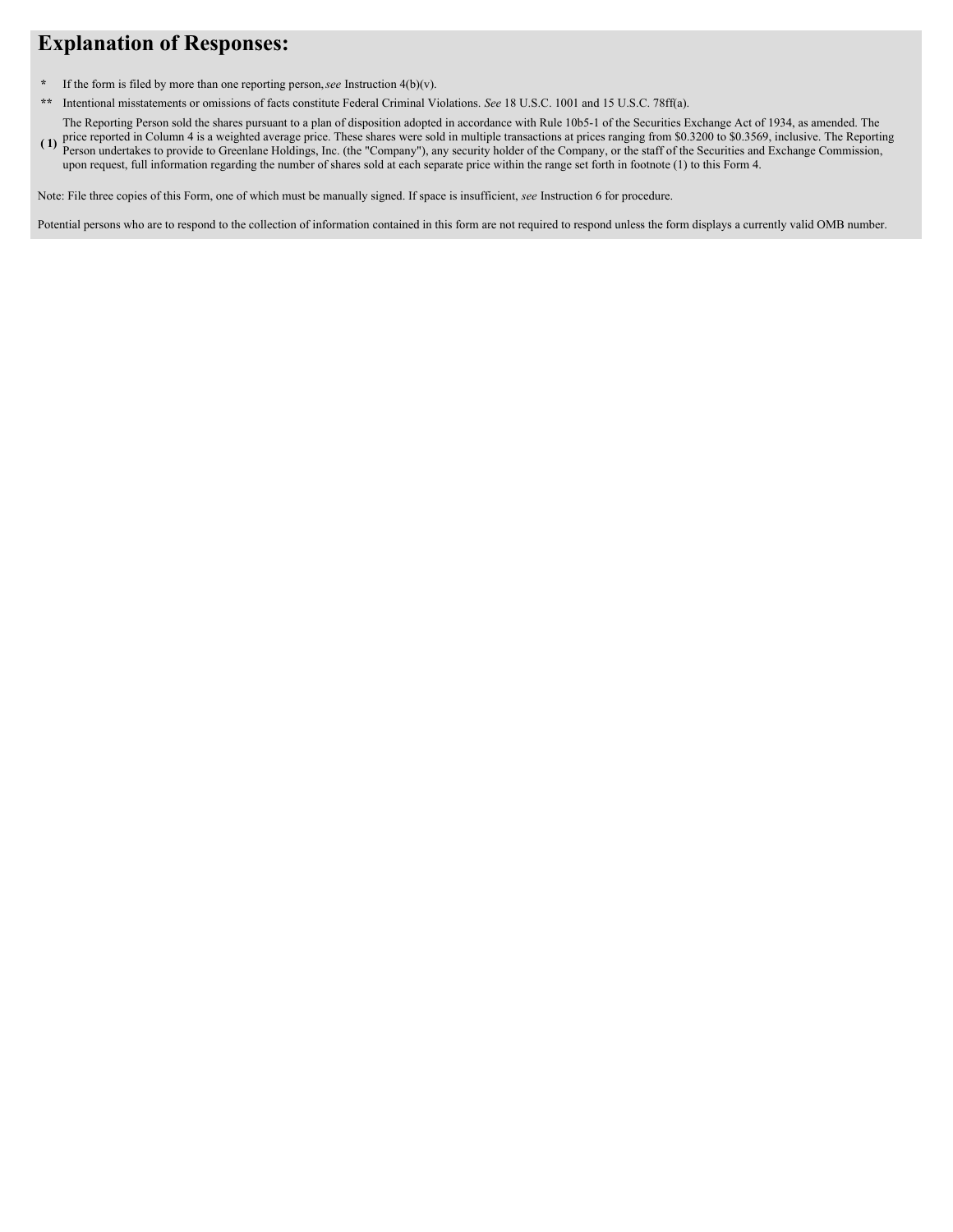# Explanation of Responses:

* If the form is filed by more than one reporting person, *see* Instruction 4(b)(v).

** Intentional misstatements or omissions of facts constitute Federal Criminal Violations. *See* 18 U.S.C. 1001 and 15 U.S.C. 78ff(a).

( 1) The Reporting Person sold the shares pursuant to a plan of disposition adopted in accordance with Rule 10b5-1 of the Securities Exchange Act of 1934, as amended. The price reported in Column 4 is a weighted average price. These shares were sold in multiple transactions at prices ranging from $0.3200 to $0.3569, inclusive. The Reporting Person undertakes to provide to Greenlane Holdings, Inc. (the "Company"), any security holder of the Company, or the staff of the Securities and Exchange Commission, upon request, full information regarding the number of shares sold at each separate price within the range set forth in footnote (1) to this Form 4.

Note: File three copies of this Form, one of which must be manually signed. If space is insufficient, *see* Instruction 6 for procedure.

Potential persons who are to respond to the collection of information contained in this form are not required to respond unless the form displays a currently valid OMB number.